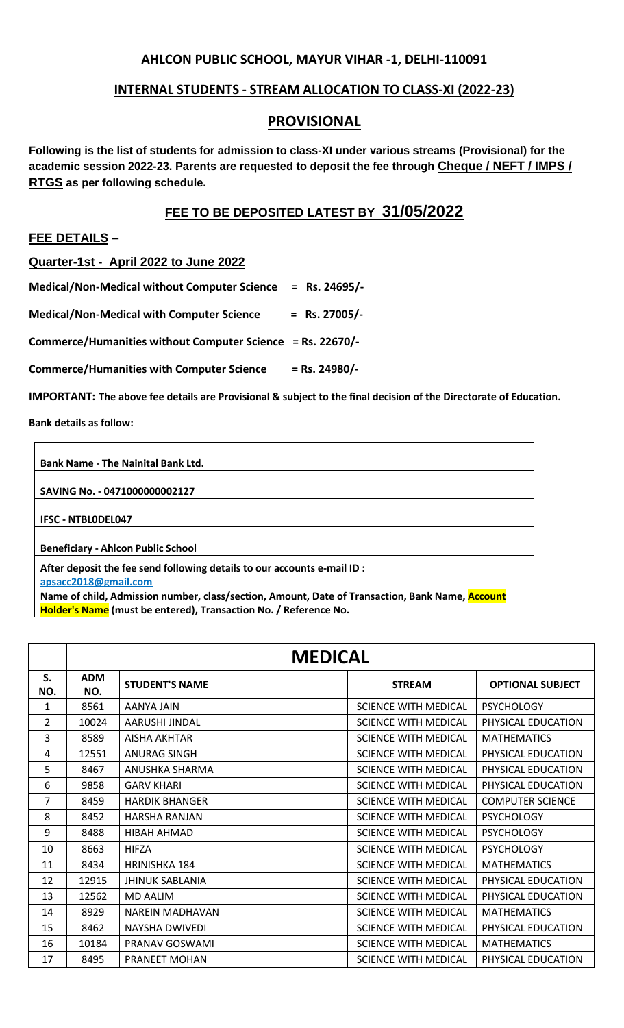# AHLCON PUBLIC SCHOOL, MAYUR VIHAR -1, DELHI-110091

## INTERNAL STUDENTS - STREAM ALLOCATION TO CLASS-XI (2022-23)

## PROVISIONAL

**Following is the list of students for admission to class-XI under various streams (Provisional) for the academic session 2022-23. Parents are requested to deposit the fee through Cheque / NEFT / IMPS / RTGS as per following schedule.**

### FEE TO BE DEPOSITED LATEST BY 31/05/2022

**FEE DETAILS –**

**Quarter-1st - April 2022 to June 2022**

**Medical/Non-Medical without Computer Science = Rs. 24695/-**

**Medical/Non-Medical with Computer Science = Rs. 27005/-**

**Commerce/Humanities without Computer Science = Rs. 22670/-**

**Commerce/Humanities with Computer Science = Rs. 24980/-**

**IMPORTANT: The above fee details are Provisional & subject to the final decision of the Directorate of Education.**

**Bank details as follow:**

| |
|---|
| **Bank Name - The Nainital Bank Ltd.** |
| **SAVING No. - 0471000000002127** |
| **IFSC - NTBL0DEL047** |
| **Beneficiary - Ahlcon Public School** |
| **After deposit the fee send following details to our accounts e-mail ID : apsacc2018@gmail.com** |
| **Name of child, Admission number, class/section, Amount, Date of Transaction, Bank Name, Account Holder's Name (must be entered), Transaction No. / Reference No.** |

| | MEDICAL | | | |
|---|---|---|---|---|
| **S. NO.** | **ADM NO.** | **STUDENT'S NAME** | **STREAM** | **OPTIONAL SUBJECT** |
| 1 | 8561 | AANYA JAIN | SCIENCE WITH MEDICAL | PSYCHOLOGY |
| 2 | 10024 | AARUSHI JINDAL | SCIENCE WITH MEDICAL | PHYSICAL EDUCATION |
| 3 | 8589 | AISHA AKHTAR | SCIENCE WITH MEDICAL | MATHEMATICS |
| 4 | 12551 | ANURAG SINGH | SCIENCE WITH MEDICAL | PHYSICAL EDUCATION |
| 5 | 8467 | ANUSHKA SHARMA | SCIENCE WITH MEDICAL | PHYSICAL EDUCATION |
| 6 | 9858 | GARV KHARI | SCIENCE WITH MEDICAL | PHYSICAL EDUCATION |
| 7 | 8459 | HARDIK BHANGER | SCIENCE WITH MEDICAL | COMPUTER SCIENCE |
| 8 | 8452 | HARSHA RANJAN | SCIENCE WITH MEDICAL | PSYCHOLOGY |
| 9 | 8488 | HIBAH AHMAD | SCIENCE WITH MEDICAL | PSYCHOLOGY |
| 10 | 8663 | HIFZA | SCIENCE WITH MEDICAL | PSYCHOLOGY |
| 11 | 8434 | HRINISHKA 184 | SCIENCE WITH MEDICAL | MATHEMATICS |
| 12 | 12915 | JHINUK SABLANIA | SCIENCE WITH MEDICAL | PHYSICAL EDUCATION |
| 13 | 12562 | MD AALIM | SCIENCE WITH MEDICAL | PHYSICAL EDUCATION |
| 14 | 8929 | NAREIN MADHAVAN | SCIENCE WITH MEDICAL | MATHEMATICS |
| 15 | 8462 | NAYSHA DWIVEDI | SCIENCE WITH MEDICAL | PHYSICAL EDUCATION |
| 16 | 10184 | PRANAV GOSWAMI | SCIENCE WITH MEDICAL | MATHEMATICS |
| 17 | 8495 | PRANEET MOHAN | SCIENCE WITH MEDICAL | PHYSICAL EDUCATION |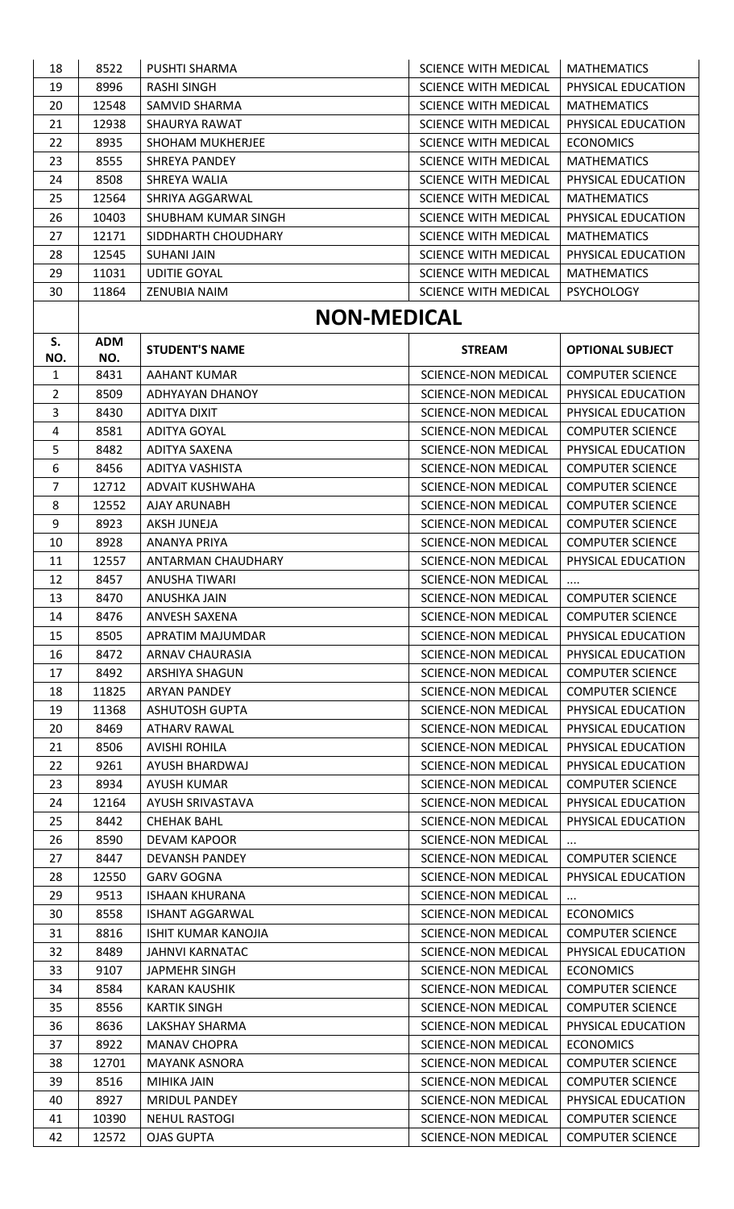| 18 | 8522 | PUSHTI SHARMA | SCIENCE WITH MEDICAL | MATHEMATICS |
|---|---|---|---|---|
| 19 | 8996 | RASHI SINGH | SCIENCE WITH MEDICAL | PHYSICAL EDUCATION |
| 20 | 12548 | SAMVID SHARMA | SCIENCE WITH MEDICAL | MATHEMATICS |
| 21 | 12938 | SHAURYA RAWAT | SCIENCE WITH MEDICAL | PHYSICAL EDUCATION |
| 22 | 8935 | SHOHAM MUKHERJEE | SCIENCE WITH MEDICAL | ECONOMICS |
| 23 | 8555 | SHREYA PANDEY | SCIENCE WITH MEDICAL | MATHEMATICS |
| 24 | 8508 | SHREYA WALIA | SCIENCE WITH MEDICAL | PHYSICAL EDUCATION |
| 25 | 12564 | SHRIYA AGGARWAL | SCIENCE WITH MEDICAL | MATHEMATICS |
| 26 | 10403 | SHUBHAM KUMAR SINGH | SCIENCE WITH MEDICAL | PHYSICAL EDUCATION |
| 27 | 12171 | SIDDHARTH CHOUDHARY | SCIENCE WITH MEDICAL | MATHEMATICS |
| 28 | 12545 | SUHANI JAIN | SCIENCE WITH MEDICAL | PHYSICAL EDUCATION |
| 29 | 11031 | UDITIE GOYAL | SCIENCE WITH MEDICAL | MATHEMATICS |
| 30 | 11864 | ZENUBIA NAIM | SCIENCE WITH MEDICAL | PSYCHOLOGY |

## NON-MEDICAL

| S. NO. | ADM NO. | STUDENT'S NAME | STREAM | OPTIONAL SUBJECT |
|---|---|---|---|---|
| 1 | 8431 | AAHANT KUMAR | SCIENCE-NON MEDICAL | COMPUTER SCIENCE |
| 2 | 8509 | ADHYAYAN DHANOY | SCIENCE-NON MEDICAL | PHYSICAL EDUCATION |
| 3 | 8430 | ADITYA DIXIT | SCIENCE-NON MEDICAL | PHYSICAL EDUCATION |
| 4 | 8581 | ADITYA GOYAL | SCIENCE-NON MEDICAL | COMPUTER SCIENCE |
| 5 | 8482 | ADITYA SAXENA | SCIENCE-NON MEDICAL | PHYSICAL EDUCATION |
| 6 | 8456 | ADITYA VASHISTA | SCIENCE-NON MEDICAL | COMPUTER SCIENCE |
| 7 | 12712 | ADVAIT KUSHWAHA | SCIENCE-NON MEDICAL | COMPUTER SCIENCE |
| 8 | 12552 | AJAY ARUNABH | SCIENCE-NON MEDICAL | COMPUTER SCIENCE |
| 9 | 8923 | AKSH JUNEJA | SCIENCE-NON MEDICAL | COMPUTER SCIENCE |
| 10 | 8928 | ANANYA PRIYA | SCIENCE-NON MEDICAL | COMPUTER SCIENCE |
| 11 | 12557 | ANTARMAN CHAUDHARY | SCIENCE-NON MEDICAL | PHYSICAL EDUCATION |
| 12 | 8457 | ANUSHA TIWARI | SCIENCE-NON MEDICAL | .... |
| 13 | 8470 | ANUSHKA JAIN | SCIENCE-NON MEDICAL | COMPUTER SCIENCE |
| 14 | 8476 | ANVESH SAXENA | SCIENCE-NON MEDICAL | COMPUTER SCIENCE |
| 15 | 8505 | APRATIM MAJUMDAR | SCIENCE-NON MEDICAL | PHYSICAL EDUCATION |
| 16 | 8472 | ARNAV CHAURASIA | SCIENCE-NON MEDICAL | PHYSICAL EDUCATION |
| 17 | 8492 | ARSHIYA SHAGUN | SCIENCE-NON MEDICAL | COMPUTER SCIENCE |
| 18 | 11825 | ARYAN PANDEY | SCIENCE-NON MEDICAL | COMPUTER SCIENCE |
| 19 | 11368 | ASHUTOSH GUPTA | SCIENCE-NON MEDICAL | PHYSICAL EDUCATION |
| 20 | 8469 | ATHARV RAWAL | SCIENCE-NON MEDICAL | PHYSICAL EDUCATION |
| 21 | 8506 | AVISHI ROHILA | SCIENCE-NON MEDICAL | PHYSICAL EDUCATION |
| 22 | 9261 | AYUSH BHARDWAJ | SCIENCE-NON MEDICAL | PHYSICAL EDUCATION |
| 23 | 8934 | AYUSH KUMAR | SCIENCE-NON MEDICAL | COMPUTER SCIENCE |
| 24 | 12164 | AYUSH SRIVASTAVA | SCIENCE-NON MEDICAL | PHYSICAL EDUCATION |
| 25 | 8442 | CHEHAK BAHL | SCIENCE-NON MEDICAL | PHYSICAL EDUCATION |
| 26 | 8590 | DEVAM KAPOOR | SCIENCE-NON MEDICAL | ... |
| 27 | 8447 | DEVANSH PANDEY | SCIENCE-NON MEDICAL | COMPUTER SCIENCE |
| 28 | 12550 | GARV GOGNA | SCIENCE-NON MEDICAL | PHYSICAL EDUCATION |
| 29 | 9513 | ISHAAN KHURANA | SCIENCE-NON MEDICAL | ... |
| 30 | 8558 | ISHANT AGGARWAL | SCIENCE-NON MEDICAL | ECONOMICS |
| 31 | 8816 | ISHIT KUMAR KANOJIA | SCIENCE-NON MEDICAL | COMPUTER SCIENCE |
| 32 | 8489 | JAHNVI KARNATAC | SCIENCE-NON MEDICAL | PHYSICAL EDUCATION |
| 33 | 9107 | JAPMEHR SINGH | SCIENCE-NON MEDICAL | ECONOMICS |
| 34 | 8584 | KARAN KAUSHIK | SCIENCE-NON MEDICAL | COMPUTER SCIENCE |
| 35 | 8556 | KARTIK SINGH | SCIENCE-NON MEDICAL | COMPUTER SCIENCE |
| 36 | 8636 | LAKSHAY SHARMA | SCIENCE-NON MEDICAL | PHYSICAL EDUCATION |
| 37 | 8922 | MANAV CHOPRA | SCIENCE-NON MEDICAL | ECONOMICS |
| 38 | 12701 | MAYANK ASNORA | SCIENCE-NON MEDICAL | COMPUTER SCIENCE |
| 39 | 8516 | MIHIKA JAIN | SCIENCE-NON MEDICAL | COMPUTER SCIENCE |
| 40 | 8927 | MRIDUL PANDEY | SCIENCE-NON MEDICAL | PHYSICAL EDUCATION |
| 41 | 10390 | NEHUL RASTOGI | SCIENCE-NON MEDICAL | COMPUTER SCIENCE |
| 42 | 12572 | OJAS GUPTA | SCIENCE-NON MEDICAL | COMPUTER SCIENCE |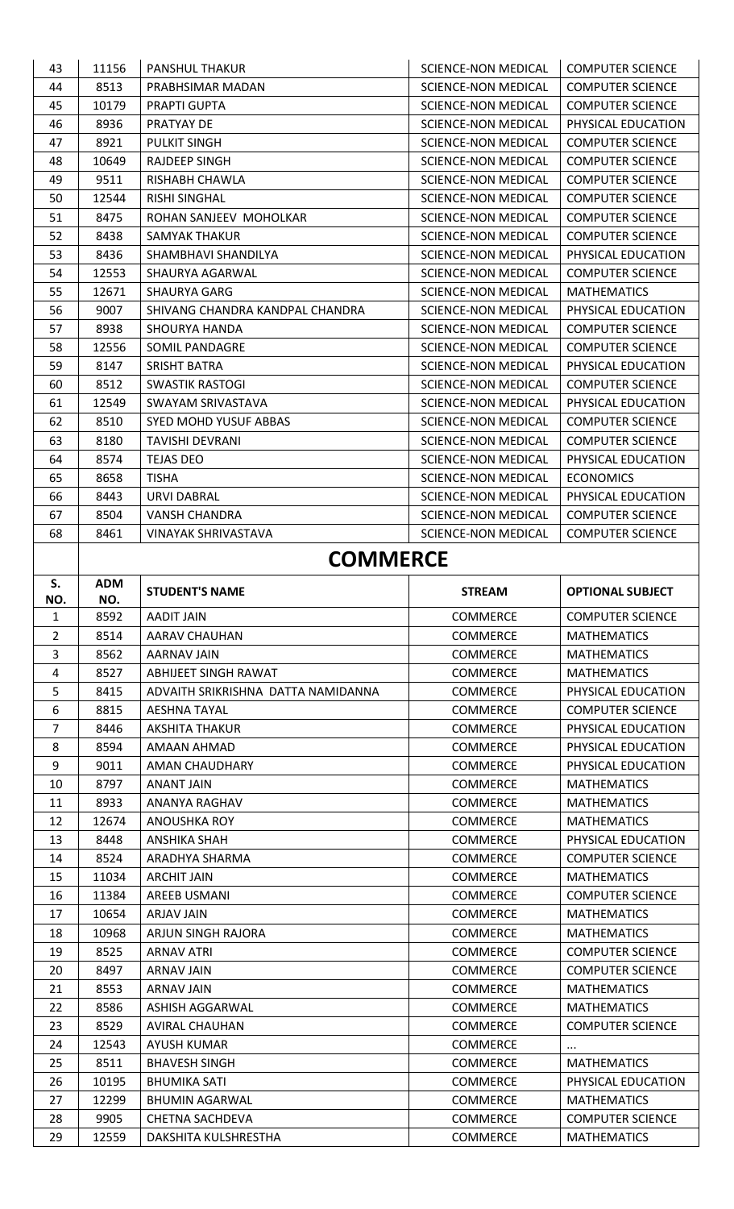| 43 | 11156 | PANSHUL THAKUR | SCIENCE-NON MEDICAL | COMPUTER SCIENCE |
|---|---|---|---|---|
| 44 | 8513 | PRABHSIMAR MADAN | SCIENCE-NON MEDICAL | COMPUTER SCIENCE |
| 45 | 10179 | PRAPTI GUPTA | SCIENCE-NON MEDICAL | COMPUTER SCIENCE |
| 46 | 8936 | PRATYAY DE | SCIENCE-NON MEDICAL | PHYSICAL EDUCATION |
| 47 | 8921 | PULKIT SINGH | SCIENCE-NON MEDICAL | COMPUTER SCIENCE |
| 48 | 10649 | RAJDEEP SINGH | SCIENCE-NON MEDICAL | COMPUTER SCIENCE |
| 49 | 9511 | RISHABH CHAWLA | SCIENCE-NON MEDICAL | COMPUTER SCIENCE |
| 50 | 12544 | RISHI SINGHAL | SCIENCE-NON MEDICAL | COMPUTER SCIENCE |
| 51 | 8475 | ROHAN SANJEEV MOHOLKAR | SCIENCE-NON MEDICAL | COMPUTER SCIENCE |
| 52 | 8438 | SAMYAK THAKUR | SCIENCE-NON MEDICAL | COMPUTER SCIENCE |
| 53 | 8436 | SHAMBHAVI SHANDILYA | SCIENCE-NON MEDICAL | PHYSICAL EDUCATION |
| 54 | 12553 | SHAURYA AGARWAL | SCIENCE-NON MEDICAL | COMPUTER SCIENCE |
| 55 | 12671 | SHAURYA GARG | SCIENCE-NON MEDICAL | MATHEMATICS |
| 56 | 9007 | SHIVANG CHANDRA KANDPAL CHANDRA | SCIENCE-NON MEDICAL | PHYSICAL EDUCATION |
| 57 | 8938 | SHOURYA HANDA | SCIENCE-NON MEDICAL | COMPUTER SCIENCE |
| 58 | 12556 | SOMIL PANDAGRE | SCIENCE-NON MEDICAL | COMPUTER SCIENCE |
| 59 | 8147 | SRISHT BATRA | SCIENCE-NON MEDICAL | PHYSICAL EDUCATION |
| 60 | 8512 | SWASTIK RASTOGI | SCIENCE-NON MEDICAL | COMPUTER SCIENCE |
| 61 | 12549 | SWAYAM SRIVASTAVA | SCIENCE-NON MEDICAL | PHYSICAL EDUCATION |
| 62 | 8510 | SYED MOHD YUSUF ABBAS | SCIENCE-NON MEDICAL | COMPUTER SCIENCE |
| 63 | 8180 | TAVISHI DEVRANI | SCIENCE-NON MEDICAL | COMPUTER SCIENCE |
| 64 | 8574 | TEJAS DEO | SCIENCE-NON MEDICAL | PHYSICAL EDUCATION |
| 65 | 8658 | TISHA | SCIENCE-NON MEDICAL | ECONOMICS |
| 66 | 8443 | URVI DABRAL | SCIENCE-NON MEDICAL | PHYSICAL EDUCATION |
| 67 | 8504 | VANSH CHANDRA | SCIENCE-NON MEDICAL | COMPUTER SCIENCE |
| 68 | 8461 | VINAYAK SHRIVASTAVA | SCIENCE-NON MEDICAL | COMPUTER SCIENCE |

## COMMERCE

| S. NO. | ADM NO. | STUDENT'S NAME | STREAM | OPTIONAL SUBJECT |
|---|---|---|---|---|
| 1 | 8592 | AADIT JAIN | COMMERCE | COMPUTER SCIENCE |
| 2 | 8514 | AARAV CHAUHAN | COMMERCE | MATHEMATICS |
| 3 | 8562 | AARNAV JAIN | COMMERCE | MATHEMATICS |
| 4 | 8527 | ABHIJEET SINGH RAWAT | COMMERCE | MATHEMATICS |
| 5 | 8415 | ADVAITH SRIKRISHNA DATTA NAMIDANNA | COMMERCE | PHYSICAL EDUCATION |
| 6 | 8815 | AESHNA TAYAL | COMMERCE | COMPUTER SCIENCE |
| 7 | 8446 | AKSHITA THAKUR | COMMERCE | PHYSICAL EDUCATION |
| 8 | 8594 | AMAAN AHMAD | COMMERCE | PHYSICAL EDUCATION |
| 9 | 9011 | AMAN CHAUDHARY | COMMERCE | PHYSICAL EDUCATION |
| 10 | 8797 | ANANT JAIN | COMMERCE | MATHEMATICS |
| 11 | 8933 | ANANYA RAGHAV | COMMERCE | MATHEMATICS |
| 12 | 12674 | ANOUSHKA ROY | COMMERCE | MATHEMATICS |
| 13 | 8448 | ANSHIKA SHAH | COMMERCE | PHYSICAL EDUCATION |
| 14 | 8524 | ARADHYA SHARMA | COMMERCE | COMPUTER SCIENCE |
| 15 | 11034 | ARCHIT JAIN | COMMERCE | MATHEMATICS |
| 16 | 11384 | AREEB USMANI | COMMERCE | COMPUTER SCIENCE |
| 17 | 10654 | ARJAV JAIN | COMMERCE | MATHEMATICS |
| 18 | 10968 | ARJUN SINGH RAJORA | COMMERCE | MATHEMATICS |
| 19 | 8525 | ARNAV ATRI | COMMERCE | COMPUTER SCIENCE |
| 20 | 8497 | ARNAV JAIN | COMMERCE | COMPUTER SCIENCE |
| 21 | 8553 | ARNAV JAIN | COMMERCE | MATHEMATICS |
| 22 | 8586 | ASHISH AGGARWAL | COMMERCE | MATHEMATICS |
| 23 | 8529 | AVIRAL CHAUHAN | COMMERCE | COMPUTER SCIENCE |
| 24 | 12543 | AYUSH KUMAR | COMMERCE | ... |
| 25 | 8511 | BHAVESH SINGH | COMMERCE | MATHEMATICS |
| 26 | 10195 | BHUMIKA SATI | COMMERCE | PHYSICAL EDUCATION |
| 27 | 12299 | BHUMIN AGARWAL | COMMERCE | MATHEMATICS |
| 28 | 9905 | CHETNA SACHDEVA | COMMERCE | COMPUTER SCIENCE |
| 29 | 12559 | DAKSHITA KULSHRESTHA | COMMERCE | MATHEMATICS |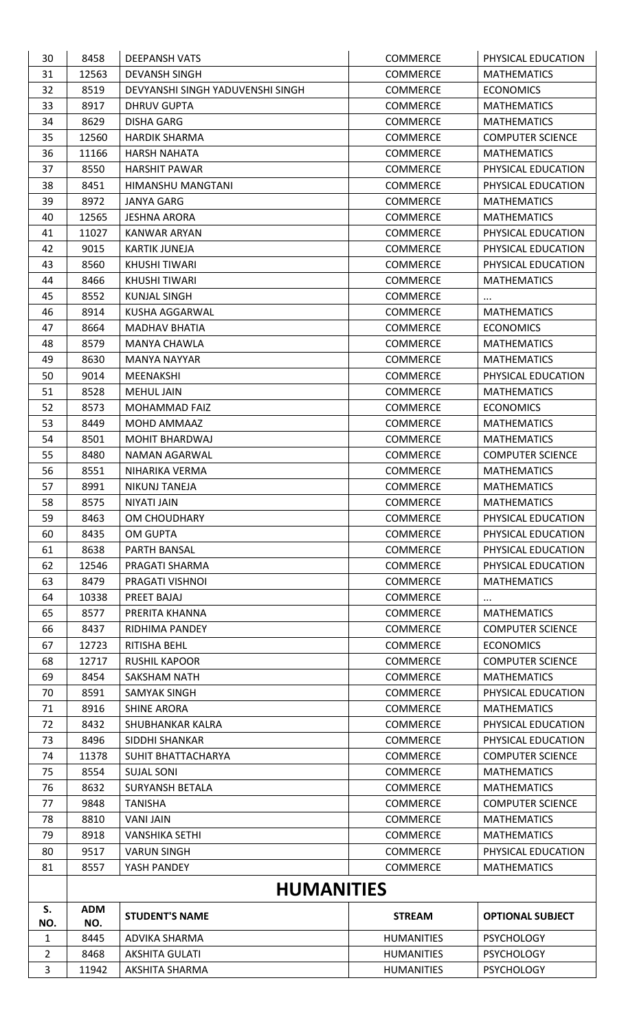| 30 | 8458 | DEEPANSH VATS | COMMERCE | PHYSICAL EDUCATION |
|---|---|---|---|---|
| 31 | 12563 | DEVANSH SINGH | COMMERCE | MATHEMATICS |
| 32 | 8519 | DEVYANSHI SINGH YADUVENSHI SINGH | COMMERCE | ECONOMICS |
| 33 | 8917 | DHRUV GUPTA | COMMERCE | MATHEMATICS |
| 34 | 8629 | DISHA GARG | COMMERCE | MATHEMATICS |
| 35 | 12560 | HARDIK SHARMA | COMMERCE | COMPUTER SCIENCE |
| 36 | 11166 | HARSH NAHATA | COMMERCE | MATHEMATICS |
| 37 | 8550 | HARSHIT PAWAR | COMMERCE | PHYSICAL EDUCATION |
| 38 | 8451 | HIMANSHU MANGTANI | COMMERCE | PHYSICAL EDUCATION |
| 39 | 8972 | JANYA GARG | COMMERCE | MATHEMATICS |
| 40 | 12565 | JESHNA ARORA | COMMERCE | MATHEMATICS |
| 41 | 11027 | KANWAR ARYAN | COMMERCE | PHYSICAL EDUCATION |
| 42 | 9015 | KARTIK JUNEJA | COMMERCE | PHYSICAL EDUCATION |
| 43 | 8560 | KHUSHI TIWARI | COMMERCE | PHYSICAL EDUCATION |
| 44 | 8466 | KHUSHI TIWARI | COMMERCE | MATHEMATICS |
| 45 | 8552 | KUNJAL SINGH | COMMERCE | ... |
| 46 | 8914 | KUSHA AGGARWAL | COMMERCE | MATHEMATICS |
| 47 | 8664 | MADHAV BHATIA | COMMERCE | ECONOMICS |
| 48 | 8579 | MANYA CHAWLA | COMMERCE | MATHEMATICS |
| 49 | 8630 | MANYA NAYYAR | COMMERCE | MATHEMATICS |
| 50 | 9014 | MEENAKSHI | COMMERCE | PHYSICAL EDUCATION |
| 51 | 8528 | MEHUL JAIN | COMMERCE | MATHEMATICS |
| 52 | 8573 | MOHAMMAD FAIZ | COMMERCE | ECONOMICS |
| 53 | 8449 | MOHD AMMAAZ | COMMERCE | MATHEMATICS |
| 54 | 8501 | MOHIT BHARDWAJ | COMMERCE | MATHEMATICS |
| 55 | 8480 | NAMAN AGARWAL | COMMERCE | COMPUTER SCIENCE |
| 56 | 8551 | NIHARIKA VERMA | COMMERCE | MATHEMATICS |
| 57 | 8991 | NIKUNJ TANEJA | COMMERCE | MATHEMATICS |
| 58 | 8575 | NIYATI JAIN | COMMERCE | MATHEMATICS |
| 59 | 8463 | OM CHOUDHARY | COMMERCE | PHYSICAL EDUCATION |
| 60 | 8435 | OM GUPTA | COMMERCE | PHYSICAL EDUCATION |
| 61 | 8638 | PARTH BANSAL | COMMERCE | PHYSICAL EDUCATION |
| 62 | 12546 | PRAGATI SHARMA | COMMERCE | PHYSICAL EDUCATION |
| 63 | 8479 | PRAGATI VISHNOI | COMMERCE | MATHEMATICS |
| 64 | 10338 | PREET BAJAJ | COMMERCE | ... |
| 65 | 8577 | PRERITA KHANNA | COMMERCE | MATHEMATICS |
| 66 | 8437 | RIDHIMA PANDEY | COMMERCE | COMPUTER SCIENCE |
| 67 | 12723 | RITISHA BEHL | COMMERCE | ECONOMICS |
| 68 | 12717 | RUSHIL KAPOOR | COMMERCE | COMPUTER SCIENCE |
| 69 | 8454 | SAKSHAM NATH | COMMERCE | MATHEMATICS |
| 70 | 8591 | SAMYAK SINGH | COMMERCE | PHYSICAL EDUCATION |
| 71 | 8916 | SHINE ARORA | COMMERCE | MATHEMATICS |
| 72 | 8432 | SHUBHANKAR KALRA | COMMERCE | PHYSICAL EDUCATION |
| 73 | 8496 | SIDDHI SHANKAR | COMMERCE | PHYSICAL EDUCATION |
| 74 | 11378 | SUHIT BHATTACHARYA | COMMERCE | COMPUTER SCIENCE |
| 75 | 8554 | SUJAL SONI | COMMERCE | MATHEMATICS |
| 76 | 8632 | SURYANSH BETALA | COMMERCE | MATHEMATICS |
| 77 | 9848 | TANISHA | COMMERCE | COMPUTER SCIENCE |
| 78 | 8810 | VANI JAIN | COMMERCE | MATHEMATICS |
| 79 | 8918 | VANSHIKA SETHI | COMMERCE | MATHEMATICS |
| 80 | 9517 | VARUN SINGH | COMMERCE | PHYSICAL EDUCATION |
| 81 | 8557 | YASH PANDEY | COMMERCE | MATHEMATICS |

## HUMANITIES

| S. NO. | ADM NO. | STUDENT'S NAME | STREAM | OPTIONAL SUBJECT |
|---|---|---|---|---|
| 1 | 8445 | ADVIKA SHARMA | HUMANITIES | PSYCHOLOGY |
| 2 | 8468 | AKSHITA GULATI | HUMANITIES | PSYCHOLOGY |
| 3 | 11942 | AKSHITA SHARMA | HUMANITIES | PSYCHOLOGY |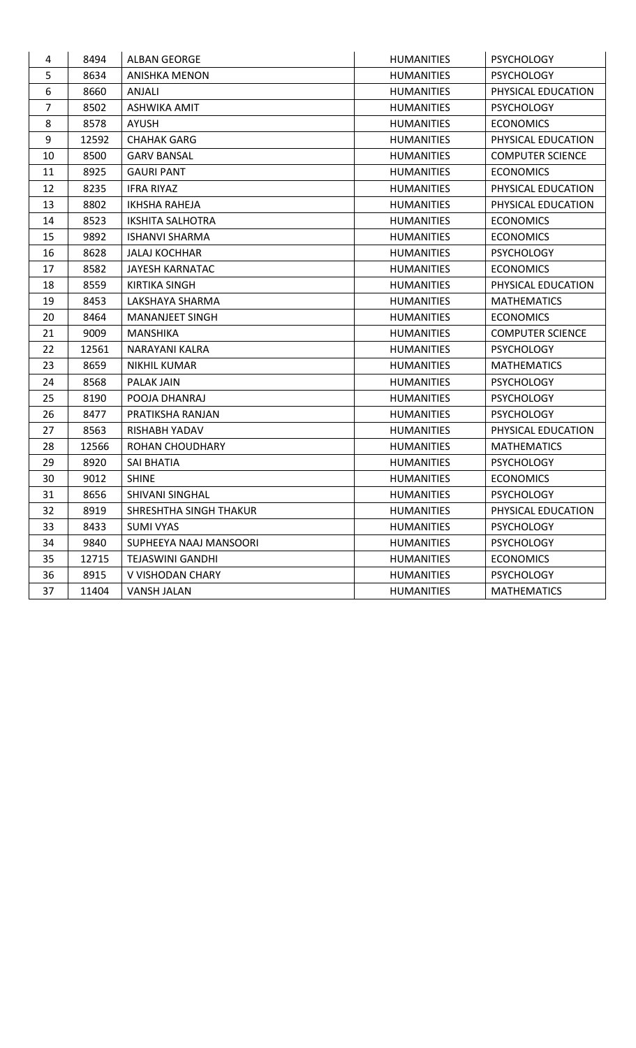| | | | | |
|---|---|---|---|---|
| 4 | 8494 | ALBAN GEORGE | HUMANITIES | PSYCHOLOGY |
| 5 | 8634 | ANISHKA MENON | HUMANITIES | PSYCHOLOGY |
| 6 | 8660 | ANJALI | HUMANITIES | PHYSICAL EDUCATION |
| 7 | 8502 | ASHWIKA AMIT | HUMANITIES | PSYCHOLOGY |
| 8 | 8578 | AYUSH | HUMANITIES | ECONOMICS |
| 9 | 12592 | CHAHAK GARG | HUMANITIES | PHYSICAL EDUCATION |
| 10 | 8500 | GARV BANSAL | HUMANITIES | COMPUTER SCIENCE |
| 11 | 8925 | GAURI PANT | HUMANITIES | ECONOMICS |
| 12 | 8235 | IFRA RIYAZ | HUMANITIES | PHYSICAL EDUCATION |
| 13 | 8802 | IKHSHA RAHEJA | HUMANITIES | PHYSICAL EDUCATION |
| 14 | 8523 | IKSHITA SALHOTRA | HUMANITIES | ECONOMICS |
| 15 | 9892 | ISHANVI SHARMA | HUMANITIES | ECONOMICS |
| 16 | 8628 | JALAJ KOCHHAR | HUMANITIES | PSYCHOLOGY |
| 17 | 8582 | JAYESH KARNATAC | HUMANITIES | ECONOMICS |
| 18 | 8559 | KIRTIKA SINGH | HUMANITIES | PHYSICAL EDUCATION |
| 19 | 8453 | LAKSHAYA SHARMA | HUMANITIES | MATHEMATICS |
| 20 | 8464 | MANANJEET SINGH | HUMANITIES | ECONOMICS |
| 21 | 9009 | MANSHIKA | HUMANITIES | COMPUTER SCIENCE |
| 22 | 12561 | NARAYANI KALRA | HUMANITIES | PSYCHOLOGY |
| 23 | 8659 | NIKHIL KUMAR | HUMANITIES | MATHEMATICS |
| 24 | 8568 | PALAK JAIN | HUMANITIES | PSYCHOLOGY |
| 25 | 8190 | POOJA DHANRAJ | HUMANITIES | PSYCHOLOGY |
| 26 | 8477 | PRATIKSHA RANJAN | HUMANITIES | PSYCHOLOGY |
| 27 | 8563 | RISHABH YADAV | HUMANITIES | PHYSICAL EDUCATION |
| 28 | 12566 | ROHAN CHOUDHARY | HUMANITIES | MATHEMATICS |
| 29 | 8920 | SAI BHATIA | HUMANITIES | PSYCHOLOGY |
| 30 | 9012 | SHINE | HUMANITIES | ECONOMICS |
| 31 | 8656 | SHIVANI SINGHAL | HUMANITIES | PSYCHOLOGY |
| 32 | 8919 | SHRESHTHA SINGH THAKUR | HUMANITIES | PHYSICAL EDUCATION |
| 33 | 8433 | SUMI VYAS | HUMANITIES | PSYCHOLOGY |
| 34 | 9840 | SUPHEEYA NAAJ MANSOORI | HUMANITIES | PSYCHOLOGY |
| 35 | 12715 | TEJASWINI GANDHI | HUMANITIES | ECONOMICS |
| 36 | 8915 | V VISHODAN CHARY | HUMANITIES | PSYCHOLOGY |
| 37 | 11404 | VANSH JALAN | HUMANITIES | MATHEMATICS |